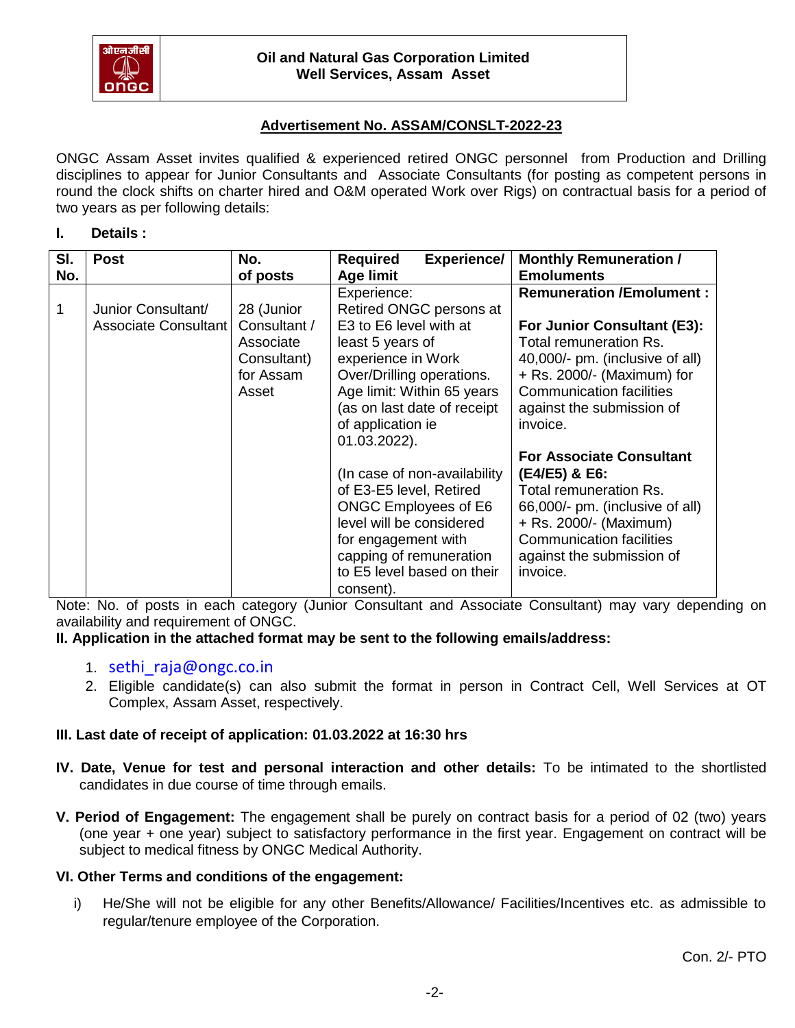**Oil and Natural Gas Corporation Limited**
**Well Services, Assam Asset**

**Advertisement No. ASSAM/CONSLT-2022-23**

ONGC Assam Asset invites qualified & experienced retired ONGC personnel from Production and Drilling disciplines to appear for Junior Consultants and Associate Consultants (for posting as competent persons in round the clock shifts on charter hired and O&M operated Work over Rigs) on contractual basis for a period of two years as per following details:

**I. Details :**

| Sl. No. | Post | No. of posts | Required Experience/ Age limit | Monthly Remuneration / Emoluments |
|---|---|---|---|---|
| 1 | Junior Consultant/ Associate Consultant | 28 (Junior Consultant / Associate Consultant) for Assam Asset | Experience: Retired ONGC persons at E3 to E6 level with at least 5 years of experience in Work Over/Drilling operations. Age limit: Within 65 years (as on last date of receipt of application ie 01.03.2022). (In case of non-availability of E3-E5 level, Retired ONGC Employees of E6 level will be considered for engagement with capping of remuneration to E5 level based on their consent). | **Remuneration /Emolument :** **For Junior Consultant (E3):** Total remuneration Rs. 40,000/- pm. (inclusive of all) + Rs. 2000/- (Maximum) for Communication facilities against the submission of invoice. **For Associate Consultant (E4/E5) & E6:** Total remuneration Rs. 66,000/- pm. (inclusive of all) + Rs. 2000/- (Maximum) Communication facilities against the submission of invoice. |

Note: No. of posts in each category (Junior Consultant and Associate Consultant) may vary depending on availability and requirement of ONGC.

**II. Application in the attached format may be sent to the following emails/address:**

1. sethi_raja@ongc.co.in
2. Eligible candidate(s) can also submit the format in person in Contract Cell, Well Services at OT Complex, Assam Asset, respectively.

**III. Last date of receipt of application: 01.03.2022 at 16:30 hrs**

**IV. Date, Venue for test and personal interaction and other details:** To be intimated to the shortlisted candidates in due course of time through emails.

**V. Period of Engagement:** The engagement shall be purely on contract basis for a period of 02 (two) years (one year + one year) subject to satisfactory performance in the first year. Engagement on contract will be subject to medical fitness by ONGC Medical Authority.

**VI. Other Terms and conditions of the engagement:**

i) He/She will not be eligible for any other Benefits/Allowance/ Facilities/Incentives etc. as admissible to regular/tenure employee of the Corporation.

Con. 2/- PTO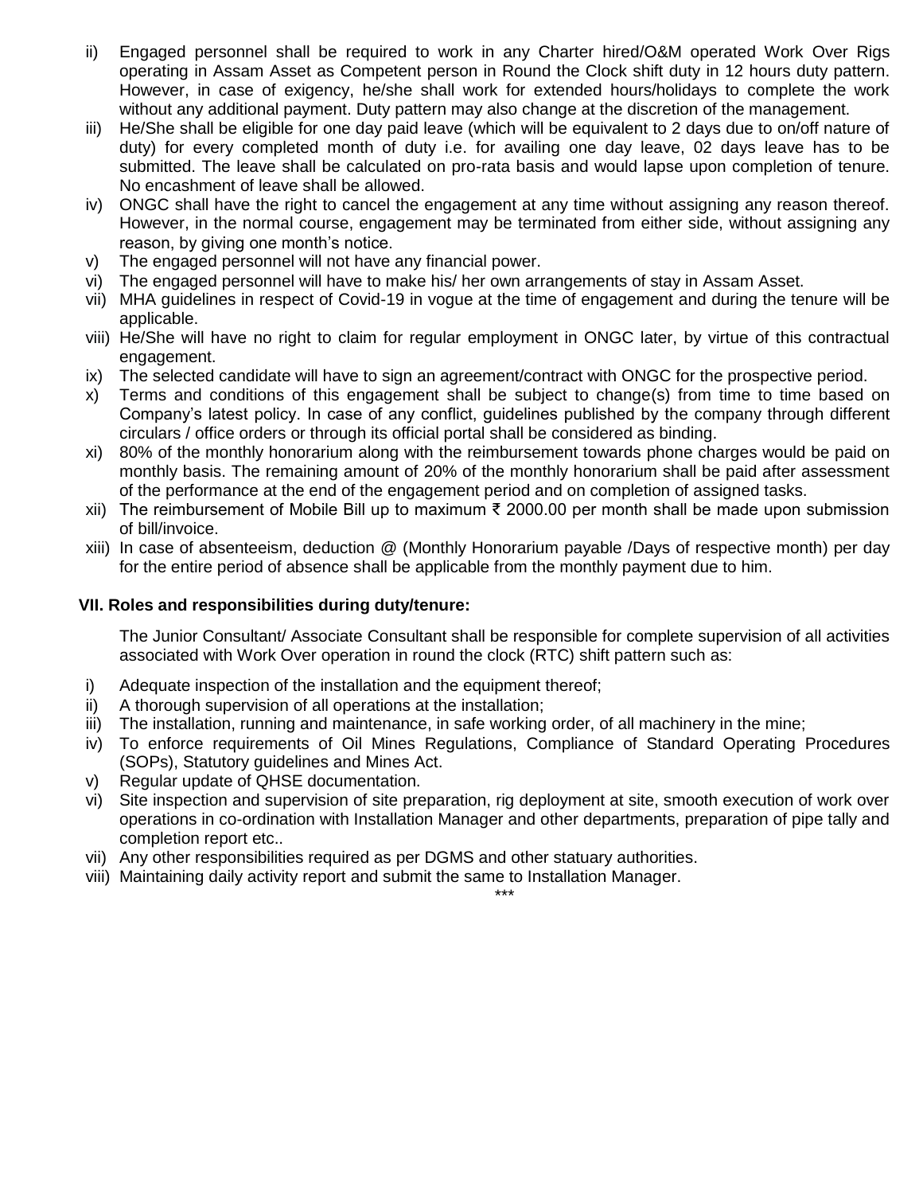ii) Engaged personnel shall be required to work in any Charter hired/O&M operated Work Over Rigs operating in Assam Asset as Competent person in Round the Clock shift duty in 12 hours duty pattern. However, in case of exigency, he/she shall work for extended hours/holidays to complete the work without any additional payment. Duty pattern may also change at the discretion of the management.

iii) He/She shall be eligible for one day paid leave (which will be equivalent to 2 days due to on/off nature of duty) for every completed month of duty i.e. for availing one day leave, 02 days leave has to be submitted. The leave shall be calculated on pro-rata basis and would lapse upon completion of tenure. No encashment of leave shall be allowed.

iv) ONGC shall have the right to cancel the engagement at any time without assigning any reason thereof. However, in the normal course, engagement may be terminated from either side, without assigning any reason, by giving one month's notice.

v) The engaged personnel will not have any financial power.

vi) The engaged personnel will have to make his/ her own arrangements of stay in Assam Asset.

vii) MHA guidelines in respect of Covid-19 in vogue at the time of engagement and during the tenure will be applicable.

viii) He/She will have no right to claim for regular employment in ONGC later, by virtue of this contractual engagement.

ix) The selected candidate will have to sign an agreement/contract with ONGC for the prospective period.

x) Terms and conditions of this engagement shall be subject to change(s) from time to time based on Company's latest policy. In case of any conflict, guidelines published by the company through different circulars / office orders or through its official portal shall be considered as binding.

xi) 80% of the monthly honorarium along with the reimbursement towards phone charges would be paid on monthly basis. The remaining amount of 20% of the monthly honorarium shall be paid after assessment of the performance at the end of the engagement period and on completion of assigned tasks.

xii) The reimbursement of Mobile Bill up to maximum ₹ 2000.00 per month shall be made upon submission of bill/invoice.

xiii) In case of absenteeism, deduction @ (Monthly Honorarium payable /Days of respective month) per day for the entire period of absence shall be applicable from the monthly payment due to him.

**VII. Roles and responsibilities during duty/tenure:**

The Junior Consultant/ Associate Consultant shall be responsible for complete supervision of all activities associated with Work Over operation in round the clock (RTC) shift pattern such as:

i) Adequate inspection of the installation and the equipment thereof;

ii) A thorough supervision of all operations at the installation;

iii) The installation, running and maintenance, in safe working order, of all machinery in the mine;

iv) To enforce requirements of Oil Mines Regulations, Compliance of Standard Operating Procedures (SOPs), Statutory guidelines and Mines Act.

v) Regular update of QHSE documentation.

vi) Site inspection and supervision of site preparation, rig deployment at site, smooth execution of work over operations in co-ordination with Installation Manager and other departments, preparation of pipe tally and completion report etc..

vii) Any other responsibilities required as per DGMS and other statuary authorities.

viii) Maintaining daily activity report and submit the same to Installation Manager.

***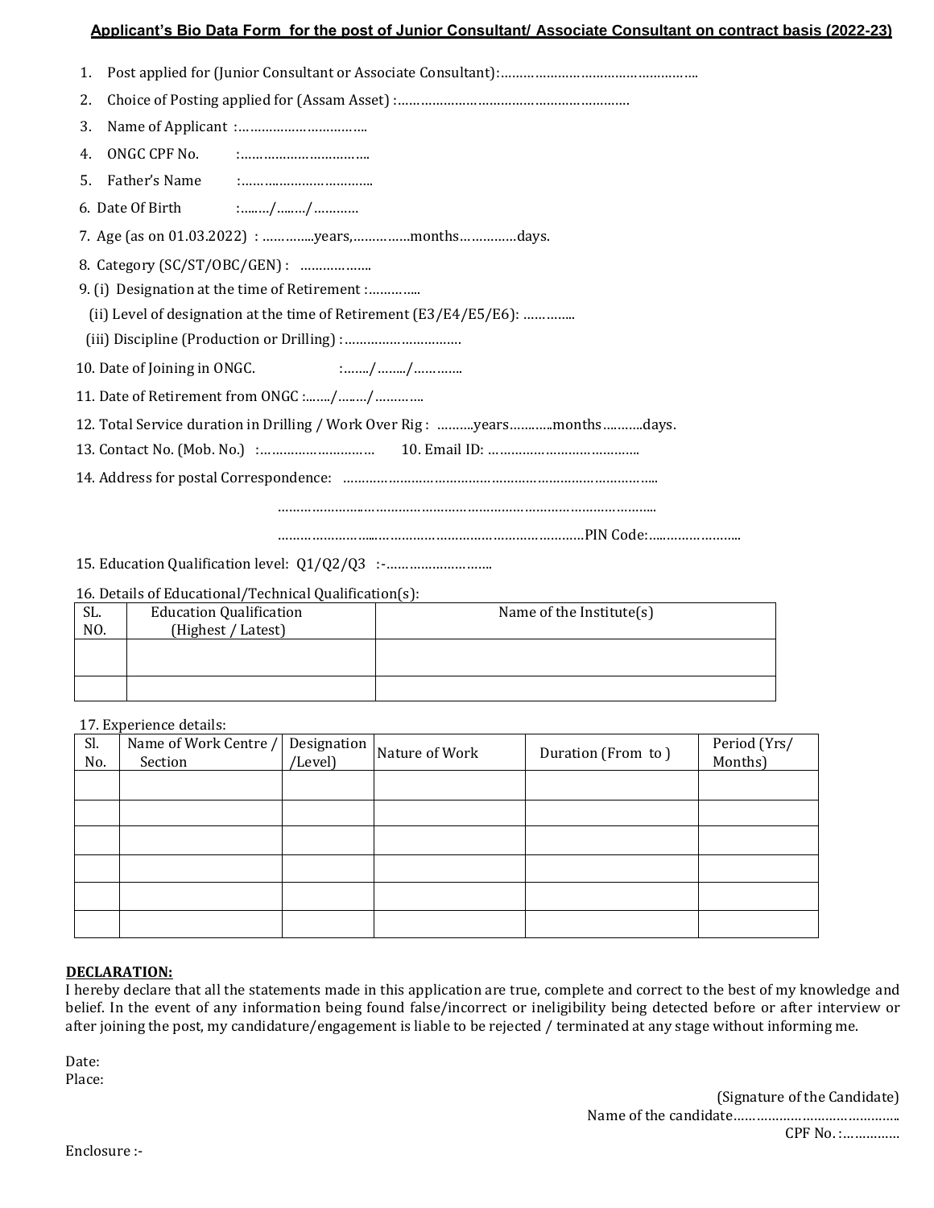## Applicant's Bio Data Form for the post of Junior Consultant/ Associate Consultant on contract basis (2022-23)

1. Post applied for (Junior Consultant or Associate Consultant):……………………………………………..
2. Choice of Posting applied for (Assam Asset) :………………………………………………………
3. Name of Applicant :……………………………..
4. ONGC CPF No. :……………………………..
5. Father's Name :……………………………..

6. Date Of Birth :……../……../…………

7. Age (as on 01.03.2022) : …………..years,…………….months……………days.

8. Category (SC/ST/OBC/GEN) : ………………..

9. (i) Designation at the time of Retirement :…………..

   (ii) Level of designation at the time of Retirement (E3/E4/E5/E6): …………..

   (iii) Discipline (Production or Drilling) : ……………………………

10. Date of Joining in ONGC. :……./……../………….

11. Date of Retirement from ONGC :……./……../…………

12. Total Service duration in Drilling / Work Over Rig : ……….years…………months………..days.

13. Contact No. (Mob. No.) :………………………… 10. Email ID: …………………………………..

14. Address for postal Correspondence: ……………………………………………………………………….

    ……………………………………………………………………………………..

    ………………………………………………………………………PIN Code:……………………..

15. Education Qualification level: Q1/Q2/Q3 :-………………………..

16. Details of Educational/Technical Qualification(s):

| SL. NO. | Education Qualification (Highest / Latest) | Name of the Institute(s) |
|---|---|---|
| | | |
| | | |

17. Experience details:

| Sl. No. | Name of Work Centre / Section | Designation /Level) | Nature of Work | Duration (From to ) | Period (Yrs/ Months) |
|---|---|---|---|---|---|
| | | | | | |
| | | | | | |
| | | | | | |
| | | | | | |
| | | | | | |
| | | | | | |

**DECLARATION:**

I hereby declare that all the statements made in this application are true, complete and correct to the best of my knowledge and belief. In the event of any information being found false/incorrect or ineligibility being detected before or after interview or after joining the post, my candidature/engagement is liable to be rejected / terminated at any stage without informing me.

Date:

Place:

(Signature of the Candidate)

Name of the candidate……………………………………..

CPF No. :……………

Enclosure :-